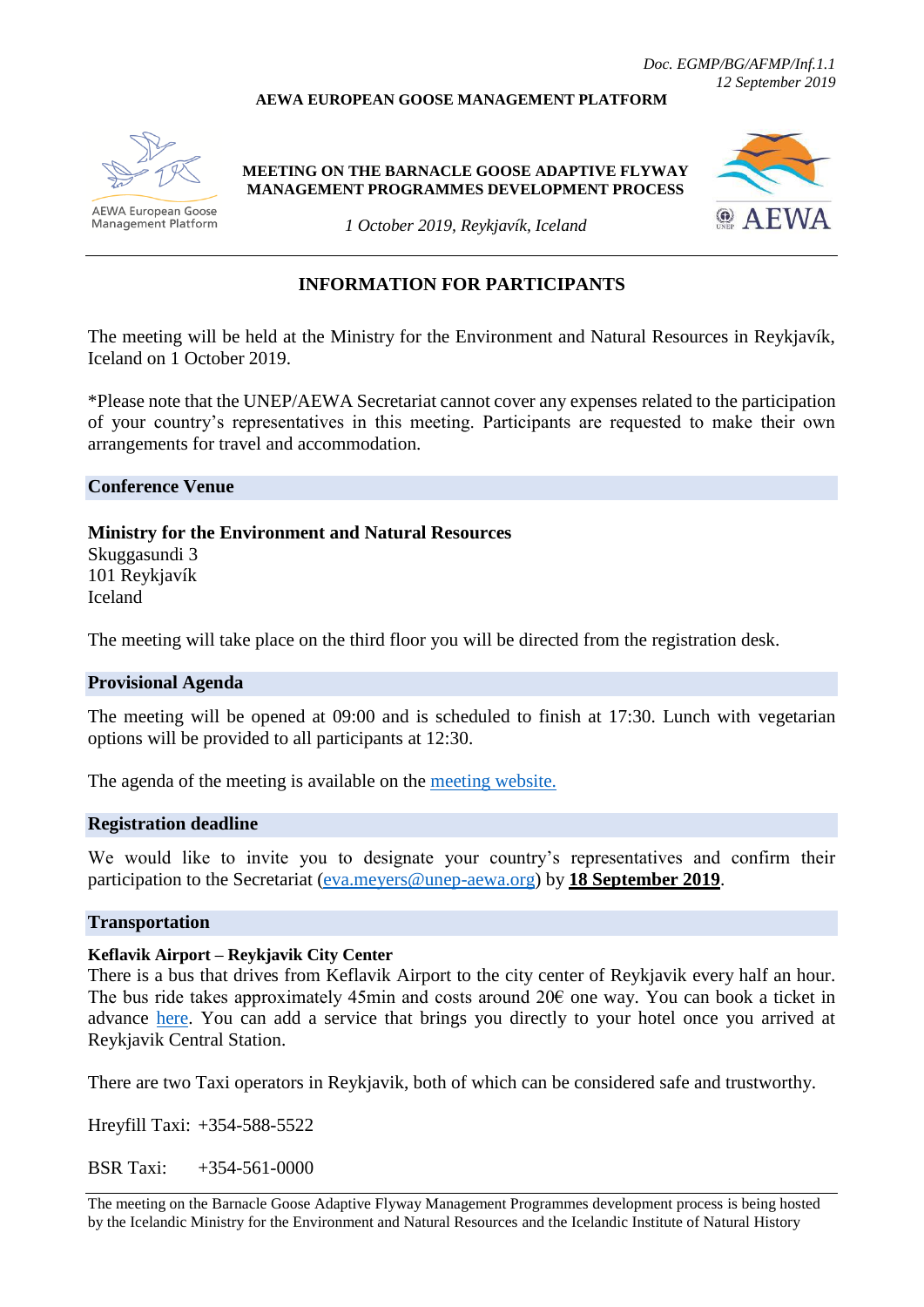*Doc. EGMP/BG/AFMP/Inf.1.1*
*12 September 2019*

**AEWA EUROPEAN GOOSE MANAGEMENT PLATFORM**

AEWA European Goose Management Platform

**MEETING ON THE BARNACLE GOOSE ADAPTIVE FLYWAY MANAGEMENT PROGRAMMES DEVELOPMENT PROCESS**

*1 October 2019, Reykjavík, Iceland*

AEWA

---

## INFORMATION FOR PARTICIPANTS

The meeting will be held at the Ministry for the Environment and Natural Resources in Reykjavík, Iceland on 1 October 2019.

*Please note that the UNEP/AEWA Secretariat cannot cover any expenses related to the participation of your country's representatives in this meeting. Participants are requested to make their own arrangements for travel and accommodation.

### Conference Venue

**Ministry for the Environment and Natural Resources**
Skuggasundi 3
101 Reykjavík
Iceland

The meeting will take place on the third floor you will be directed from the registration desk.

### Provisional Agenda

The meeting will be opened at 09:00 and is scheduled to finish at 17:30. Lunch with vegetarian options will be provided to all participants at 12:30.

The agenda of the meeting is available on the meeting website.

### Registration deadline

We would like to invite you to designate your country's representatives and confirm their participation to the Secretariat (eva.meyers@unep-aewa.org) by **18 September 2019**.

### Transportation

**Keflavik Airport – Reykjavik City Center**
There is a bus that drives from Keflavik Airport to the city center of Reykjavik every half an hour. The bus ride takes approximately 45min and costs around 20€ one way. You can book a ticket in advance here. You can add a service that brings you directly to your hotel once you arrived at Reykjavik Central Station.

There are two Taxi operators in Reykjavik, both of which can be considered safe and trustworthy.

Hreyfill Taxi: +354-588-5522

BSR Taxi: +354-561-0000

---

The meeting on the Barnacle Goose Adaptive Flyway Management Programmes development process is being hosted by the Icelandic Ministry for the Environment and Natural Resources and the Icelandic Institute of Natural History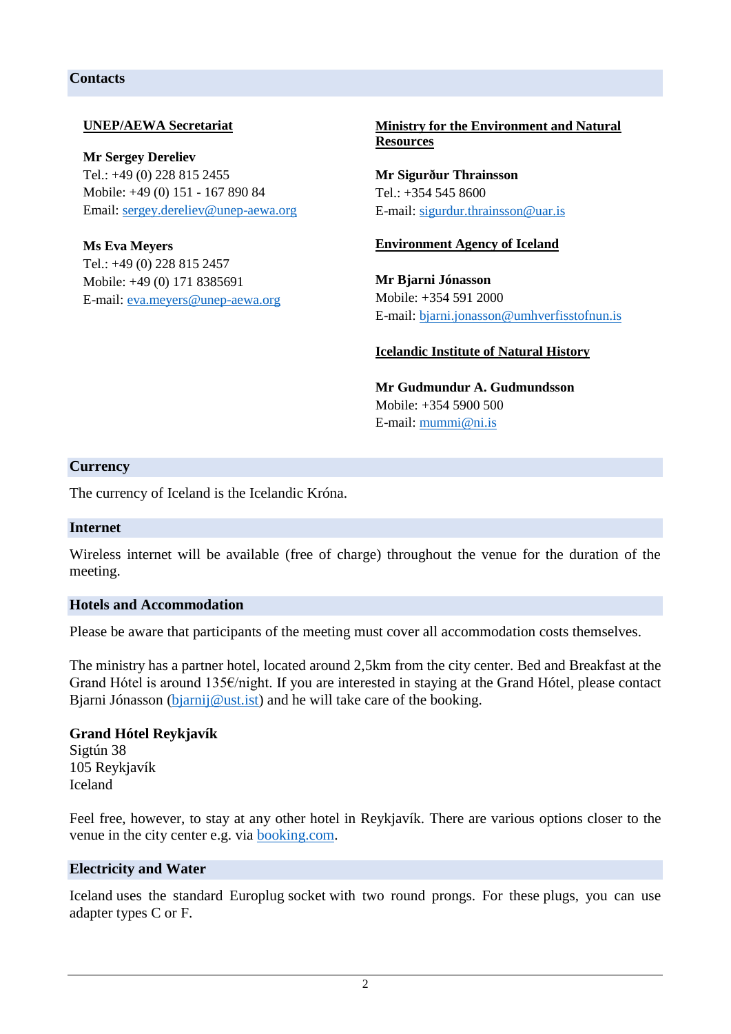## Contacts

**UNEP/AEWA Secretariat**

**Mr Sergey Dereliev**
Tel.: +49 (0) 228 815 2455
Mobile: +49 (0) 151 - 167 890 84
Email: sergey.dereliev@unep-aewa.org

**Ms Eva Meyers**
Tel.: +49 (0) 228 815 2457
Mobile: +49 (0) 171 8385691
E-mail: eva.meyers@unep-aewa.org

**Ministry for the Environment and Natural Resources**

**Mr Sigurður Thrainsson**
Tel.: +354 545 8600
E-mail: sigurdur.thrainsson@uar.is

**Environment Agency of Iceland**

**Mr Bjarni Jónasson**
Mobile: +354 591 2000
E-mail: bjarni.jonasson@umhverfisstofnun.is

**Icelandic Institute of Natural History**

**Mr Gudmundur A. Gudmundsson**
Mobile: +354 5900 500
E-mail: mummi@ni.is

## Currency

The currency of Iceland is the Icelandic Króna.

## Internet

Wireless internet will be available (free of charge) throughout the venue for the duration of the meeting.

## Hotels and Accommodation

Please be aware that participants of the meeting must cover all accommodation costs themselves.

The ministry has a partner hotel, located around 2,5km from the city center. Bed and Breakfast at the Grand Hótel is around 135€/night. If you are interested in staying at the Grand Hótel, please contact Bjarni Jónasson (bjarnij@ust.ist) and he will take care of the booking.

**Grand Hótel Reykjavík**
Sigtún 38
105 Reykjavík
Iceland

Feel free, however, to stay at any other hotel in Reykjavík. There are various options closer to the venue in the city center e.g. via booking.com.

## Electricity and Water

Iceland uses the standard Europlug socket with two round prongs. For these plugs, you can use adapter types C or F.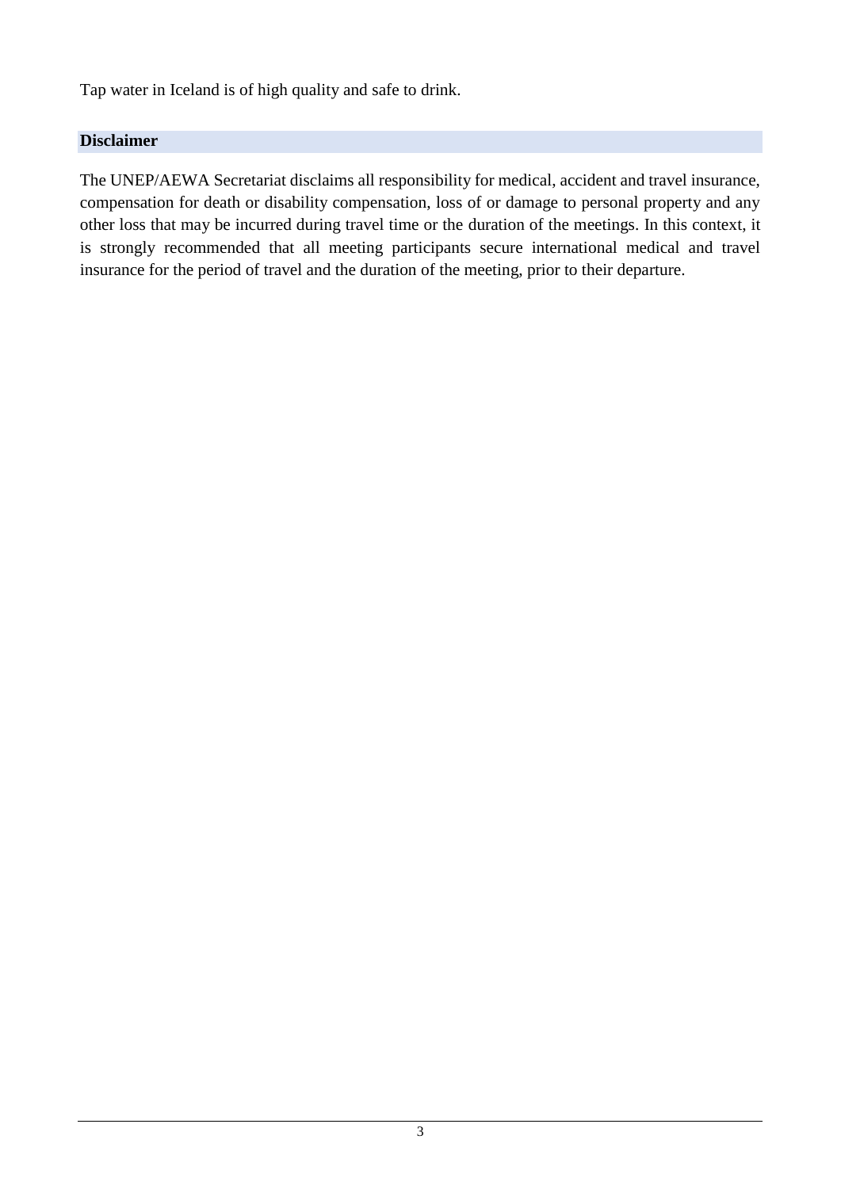Tap water in Iceland is of high quality and safe to drink.

## Disclaimer

The UNEP/AEWA Secretariat disclaims all responsibility for medical, accident and travel insurance, compensation for death or disability compensation, loss of or damage to personal property and any other loss that may be incurred during travel time or the duration of the meetings. In this context, it is strongly recommended that all meeting participants secure international medical and travel insurance for the period of travel and the duration of the meeting, prior to their departure.